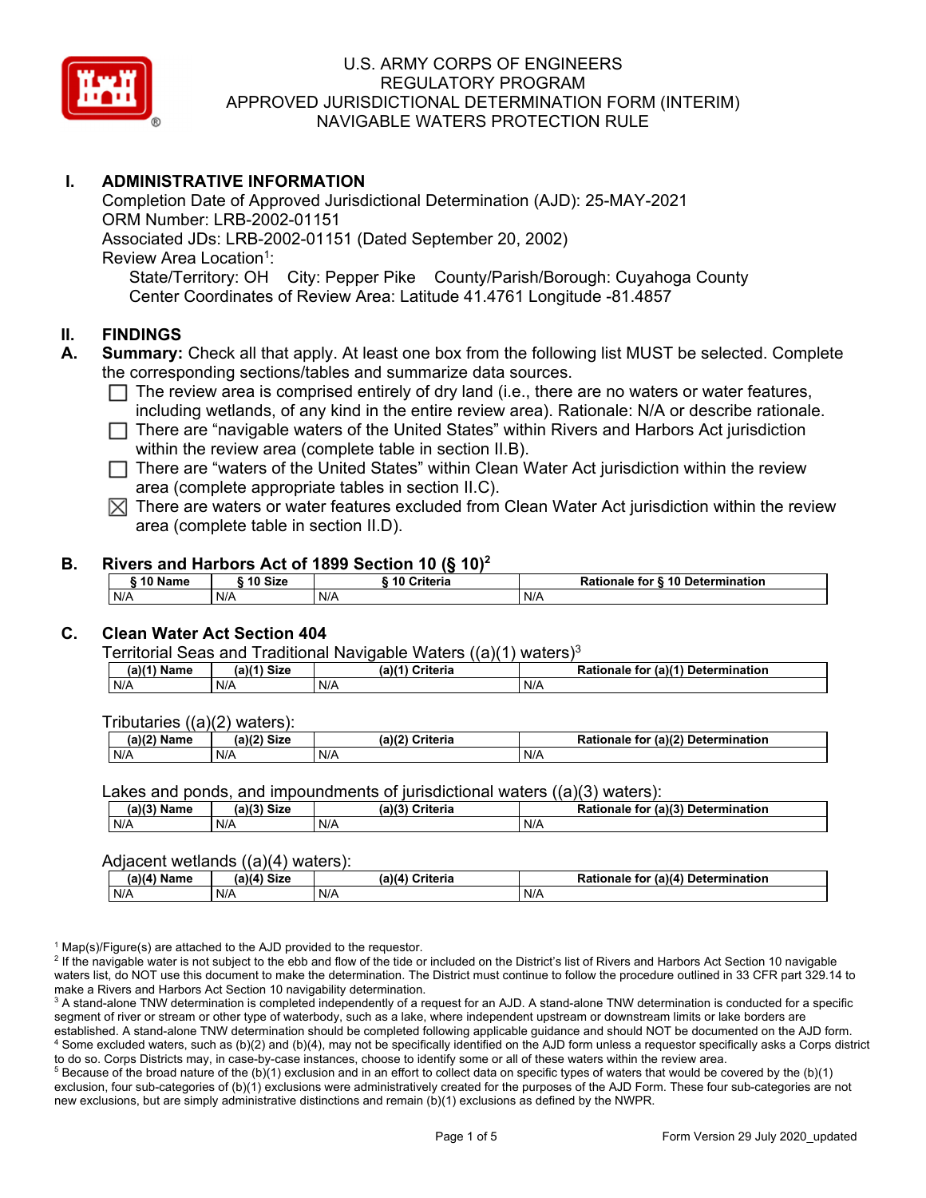# U.S. ARMY CORPS OF ENGINEERS
# REGULATORY PROGRAM
# APPROVED JURISDICTIONAL DETERMINATION FORM (INTERIM)
# NAVIGABLE WATERS PROTECTION RULE

## I. ADMINISTRATIVE INFORMATION

Completion Date of Approved Jurisdictional Determination (AJD): 25-MAY-2021
ORM Number: LRB-2002-01151
Associated JDs: LRB-2002-01151 (Dated September 20, 2002)
Review Area Location[1]:
State/Territory: OH City: Pepper Pike County/Parish/Borough: Cuyahoga County
Center Coordinates of Review Area: Latitude 41.4761 Longitude -81.4857

## II. FINDINGS

**A. Summary:** Check all that apply. At least one box from the following list MUST be selected. Complete the corresponding sections/tables and summarize data sources.

- ☐ The review area is comprised entirely of dry land (i.e., there are no waters or water features, including wetlands, of any kind in the entire review area). Rationale: N/A or describe rationale.
- ☐ There are "navigable waters of the United States" within Rivers and Harbors Act jurisdiction within the review area (complete table in section II.B).
- ☐ There are "waters of the United States" within Clean Water Act jurisdiction within the review area (complete appropriate tables in section II.C).
- ☒ There are waters or water features excluded from Clean Water Act jurisdiction within the review area (complete table in section II.D).

### B. Rivers and Harbors Act of 1899 Section 10 (§ 10)[2]

| § 10 Name | § 10 Size | § 10 Criteria | Rationale for § 10 Determination |
|---|---|---|---|
| N/A | N/A | N/A | N/A |

### C. Clean Water Act Section 404

Territorial Seas and Traditional Navigable Waters ((a)(1) waters)[3]

| (a)(1) Name | (a)(1) Size | (a)(1) Criteria | Rationale for (a)(1) Determination |
|---|---|---|---|
| N/A | N/A | N/A | N/A |

Tributaries ((a)(2) waters):

| (a)(2) Name | (a)(2) Size | (a)(2) Criteria | Rationale for (a)(2) Determination |
|---|---|---|---|
| N/A | N/A | N/A | N/A |

Lakes and ponds, and impoundments of jurisdictional waters ((a)(3) waters):

| (a)(3) Name | (a)(3) Size | (a)(3) Criteria | Rationale for (a)(3) Determination |
|---|---|---|---|
| N/A | N/A | N/A | N/A |

Adjacent wetlands ((a)(4) waters):

| (a)(4) Name | (a)(4) Size | (a)(4) Criteria | Rationale for (a)(4) Determination |
|---|---|---|---|
| N/A | N/A | N/A | N/A |

[1] Map(s)/Figure(s) are attached to the AJD provided to the requestor.
[2] If the navigable water is not subject to the ebb and flow of the tide or included on the District's list of Rivers and Harbors Act Section 10 navigable waters list, do NOT use this document to make the determination. The District must continue to follow the procedure outlined in 33 CFR part 329.14 to make a Rivers and Harbors Act Section 10 navigability determination.
[3] A stand-alone TNW determination is completed independently of a request for an AJD. A stand-alone TNW determination is conducted for a specific segment of river or stream or other type of waterbody, such as a lake, where independent upstream or downstream limits or lake borders are established. A stand-alone TNW determination should be completed following applicable guidance and should NOT be documented on the AJD form.
[4] Some excluded waters, such as (b)(2) and (b)(4), may not be specifically identified on the AJD form unless a requestor specifically asks a Corps district to do so. Corps Districts may, in case-by-case instances, choose to identify some or all of these waters within the review area.
[5] Because of the broad nature of the (b)(1) exclusion and in an effort to collect data on specific types of waters that would be covered by the (b)(1) exclusion, four sub-categories of (b)(1) exclusions were administratively created for the purposes of the AJD Form. These four sub-categories are not new exclusions, but are simply administrative distinctions and remain (b)(1) exclusions as defined by the NWPR.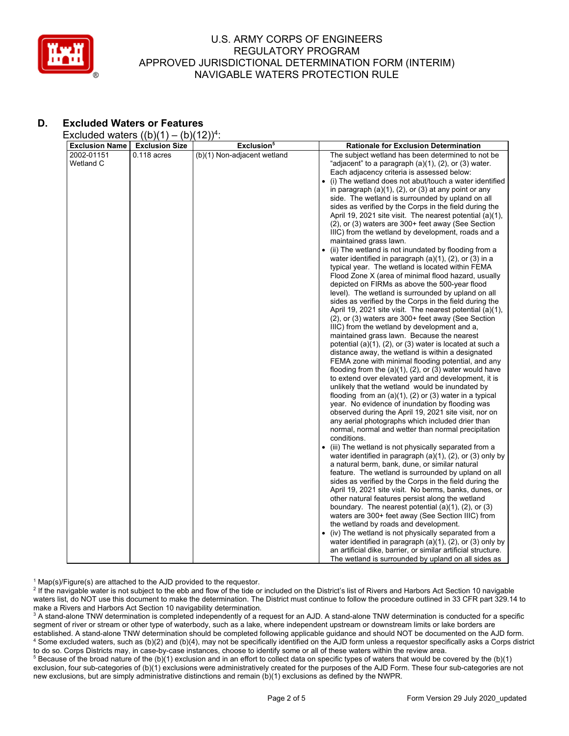## D. Excluded Waters or Features

Excluded waters ((b)(1) – (b)(12))[4]:

| Exclusion Name | Exclusion Size | Exclusion[5] | Rationale for Exclusion Determination |
|---|---|---|---|
| 2002-01151 Wetland C | 0.118 acres | (b)(1) Non-adjacent wetland | The subject wetland has been determined to not be "adjacent" to a paragraph (a)(1), (2), or (3) water. Each adjacency criteria is assessed below:<br>• (i) The wetland does not abut/touch a water identified in paragraph (a)(1), (2), or (3) at any point or any side. The wetland is surrounded by upland on all sides as verified by the Corps in the field during the April 19, 2021 site visit. The nearest potential (a)(1), (2), or (3) waters are 300+ feet away (See Section IIIC) from the wetland by development, roads and a maintained grass lawn.<br>• (ii) The wetland is not inundated by flooding from a water identified in paragraph (a)(1), (2), or (3) in a typical year. The wetland is located within FEMA Flood Zone X (area of minimal flood hazard, usually depicted on FIRMs as above the 500-year flood level). The wetland is surrounded by upland on all sides as verified by the Corps in the field during the April 19, 2021 site visit. The nearest potential (a)(1), (2), or (3) waters are 300+ feet away (See Section IIIC) from the wetland by development and a, maintained grass lawn. Because the nearest potential (a)(1), (2), or (3) water is located at such a distance away, the wetland is within a designated FEMA zone with minimal flooding potential, and any flooding from the (a)(1), (2), or (3) water would have to extend over elevated yard and development, it is unlikely that the wetland would be inundated by flooding from an (a)(1), (2) or (3) water in a typical year. No evidence of inundation by flooding was observed during the April 19, 2021 site visit, nor on any aerial photographs which included drier than normal, normal and wetter than normal precipitation conditions.<br>• (iii) The wetland is not physically separated from a water identified in paragraph (a)(1), (2), or (3) only by a natural berm, bank, dune, or similar natural feature. The wetland is surrounded by upland on all sides as verified by the Corps in the field during the April 19, 2021 site visit. No berms, banks, dunes, or other natural features persist along the wetland boundary. The nearest potential (a)(1), (2), or (3) waters are 300+ feet away (See Section IIIC) from the wetland by roads and development.<br>• (iv) The wetland is not physically separated from a water identified in paragraph (a)(1), (2), or (3) only by an artificial dike, barrier, or similar artificial structure. The wetland is surrounded by upland on all sides as |

[1] Map(s)/Figure(s) are attached to the AJD provided to the requestor.
[2] If the navigable water is not subject to the ebb and flow of the tide or included on the District's list of Rivers and Harbors Act Section 10 navigable waters list, do NOT use this document to make the determination. The District must continue to follow the procedure outlined in 33 CFR part 329.14 to make a Rivers and Harbors Act Section 10 navigability determination.
[3] A stand-alone TNW determination is completed independently of a request for an AJD. A stand-alone TNW determination is conducted for a specific segment of river or stream or other type of waterbody, such as a lake, where independent upstream or downstream limits or lake borders are established. A stand-alone TNW determination should be completed following applicable guidance and should NOT be documented on the AJD form.
[4] Some excluded waters, such as (b)(2) and (b)(4), may not be specifically identified on the AJD form unless a requestor specifically asks a Corps district to do so. Corps Districts may, in case-by-case instances, choose to identify some or all of these waters within the review area.
[5] Because of the broad nature of the (b)(1) exclusion and in an effort to collect data on specific types of waters that would be covered by the (b)(1) exclusion, four sub-categories of (b)(1) exclusions were administratively created for the purposes of the AJD Form. These four sub-categories are not new exclusions, but are simply administrative distinctions and remain (b)(1) exclusions as defined by the NWPR.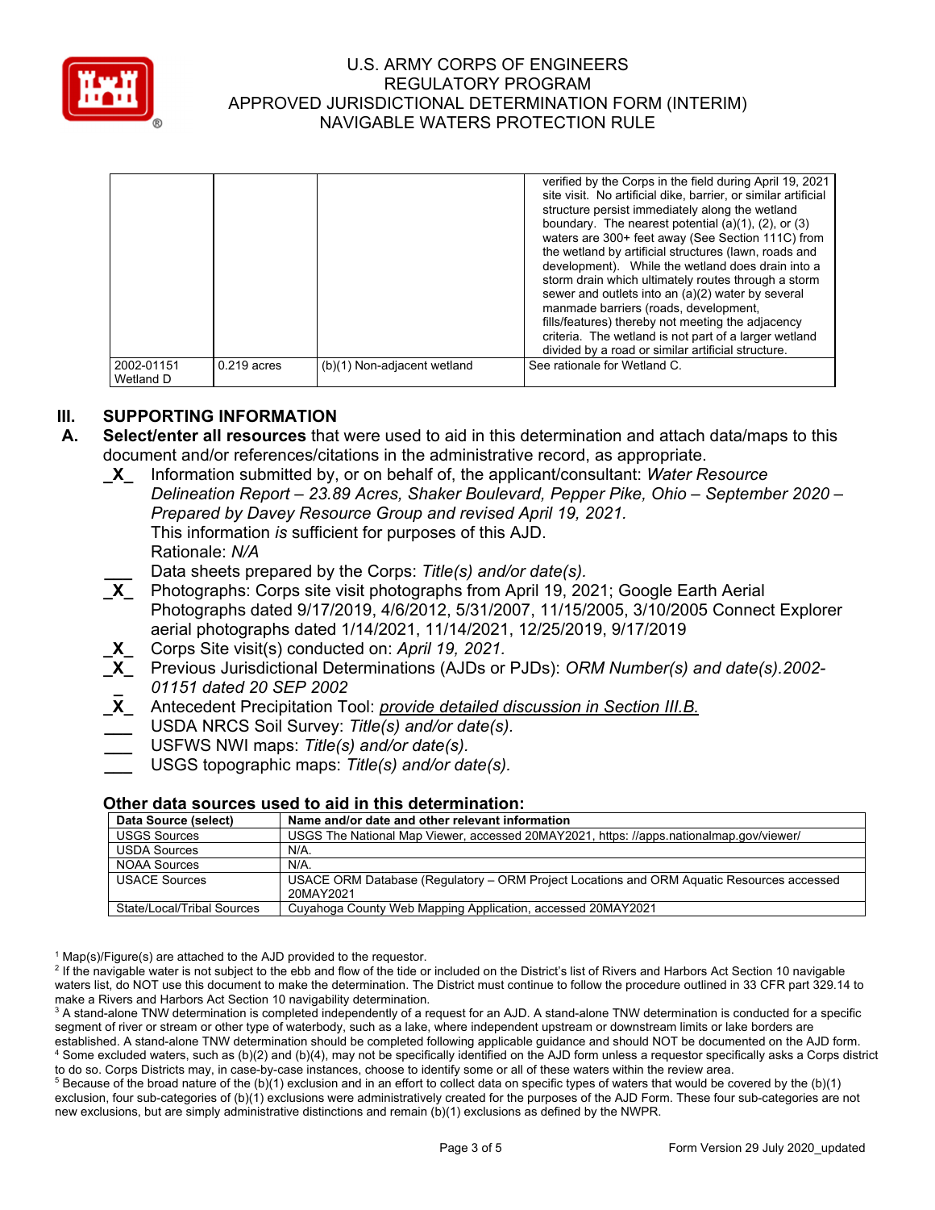| | | | |
|---|---|---|---|
| | | | verified by the Corps in the field during April 19, 2021 site visit. No artificial dike, barrier, or similar artificial structure persist immediately along the wetland boundary. The nearest potential (a)(1), (2), or (3) waters are 300+ feet away (See Section 111C) from the wetland by artificial structures (lawn, roads and development). While the wetland does drain into a storm drain which ultimately routes through a storm sewer and outlets into an (a)(2) water by several manmade barriers (roads, development, fills/features) thereby not meeting the adjacency criteria. The wetland is not part of a larger wetland divided by a road or similar artificial structure. |
| 2002-01151 Wetland D | 0.219 acres | (b)(1) Non-adjacent wetland | See rationale for Wetland C. |

## III. SUPPORTING INFORMATION

**A. Select/enter all resources** that were used to aid in this determination and attach data/maps to this document and/or references/citations in the administrative record, as appropriate.

- **_X_** Information submitted by, or on behalf of, the applicant/consultant: *Water Resource Delineation Report – 23.89 Acres, Shaker Boulevard, Pepper Pike, Ohio – September 2020 – Prepared by Davey Resource Group and revised April 19, 2021.*
  This information *is* sufficient for purposes of this AJD.
  Rationale: *N/A*
- ___ Data sheets prepared by the Corps: *Title(s) and/or date(s).*
- **_X_** Photographs: Corps site visit photographs from April 19, 2021; Google Earth Aerial Photographs dated 9/17/2019, 4/6/2012, 5/31/2007, 11/15/2005, 3/10/2005 Connect Explorer aerial photographs dated 1/14/2021, 11/14/2021, 12/25/2019, 9/17/2019
- **_X_** Corps Site visit(s) conducted on: *April 19, 2021.*
- **_X_** Previous Jurisdictional Determinations (AJDs or PJDs): *ORM Number(s) and date(s).2002-01151 dated 20 SEP 2002*
- **_X_** Antecedent Precipitation Tool: *provide detailed discussion in Section III.B.*
- ___ USDA NRCS Soil Survey: *Title(s) and/or date(s).*
- ___ USFWS NWI maps: *Title(s) and/or date(s).*
- ___ USGS topographic maps: *Title(s) and/or date(s).*

### Other data sources used to aid in this determination:

| Data Source (select) | Name and/or date and other relevant information |
|---|---|
| USGS Sources | USGS The National Map Viewer, accessed 20MAY2021, https: //apps.nationalmap.gov/viewer/ |
| USDA Sources | N/A. |
| NOAA Sources | N/A. |
| USACE Sources | USACE ORM Database (Regulatory – ORM Project Locations and ORM Aquatic Resources accessed 20MAY2021 |
| State/Local/Tribal Sources | Cuyahoga County Web Mapping Application, accessed 20MAY2021 |

[1] Map(s)/Figure(s) are attached to the AJD provided to the requestor.
[2] If the navigable water is not subject to the ebb and flow of the tide or included on the District's list of Rivers and Harbors Act Section 10 navigable waters list, do NOT use this document to make the determination. The District must continue to follow the procedure outlined in 33 CFR part 329.14 to make a Rivers and Harbors Act Section 10 navigability determination.
[3] A stand-alone TNW determination is completed independently of a request for an AJD. A stand-alone TNW determination is conducted for a specific segment of river or stream or other type of waterbody, such as a lake, where independent upstream or downstream limits or lake borders are established. A stand-alone TNW determination should be completed following applicable guidance and should NOT be documented on the AJD form.
[4] Some excluded waters, such as (b)(2) and (b)(4), may not be specifically identified on the AJD form unless a requestor specifically asks a Corps district to do so. Corps Districts may, in case-by-case instances, choose to identify some or all of these waters within the review area.
[5] Because of the broad nature of the (b)(1) exclusion and in an effort to collect data on specific types of waters that would be covered by the (b)(1) exclusion, four sub-categories of (b)(1) exclusions were administratively created for the purposes of the AJD Form. These four sub-categories are not new exclusions, but are simply administrative distinctions and remain (b)(1) exclusions as defined by the NWPR.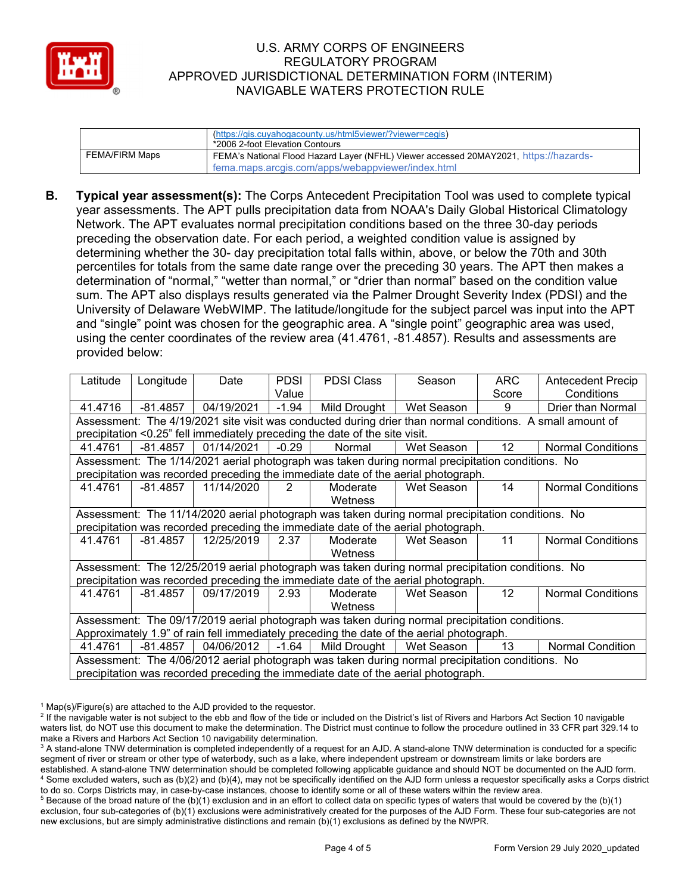| | (https://gis.cuyahogacounty.us/html5viewer/?viewer=cegis) *2006 2-foot Elevation Contours |
|---|---|
| FEMA/FIRM Maps | FEMA's National Flood Hazard Layer (NFHL) Viewer accessed 20MAY2021, https://hazards-fema.maps.arcgis.com/apps/webappviewer/index.html |

**B. Typical year assessment(s):** The Corps Antecedent Precipitation Tool was used to complete typical year assessments. The APT pulls precipitation data from NOAA's Daily Global Historical Climatology Network. The APT evaluates normal precipitation conditions based on the three 30-day periods preceding the observation date. For each period, a weighted condition value is assigned by determining whether the 30- day precipitation total falls within, above, or below the 70th and 30th percentiles for totals from the same date range over the preceding 30 years. The APT then makes a determination of "normal," "wetter than normal," or "drier than normal" based on the condition value sum. The APT also displays results generated via the Palmer Drought Severity Index (PDSI) and the University of Delaware WebWIMP. The latitude/longitude for the subject parcel was input into the APT and "single" point was chosen for the geographic area. A "single point" geographic area was used, using the center coordinates of the review area (41.4761, -81.4857). Results and assessments are provided below:

| Latitude | Longitude | Date | PDSI Value | PDSI Class | Season | ARC Score | Antecedent Precip Conditions |
|---|---|---|---|---|---|---|---|
| 41.4716 | -81.4857 | 04/19/2021 | -1.94 | Mild Drought | Wet Season | 9 | Drier than Normal |
| Assessment: The 4/19/2021 site visit was conducted during drier than normal conditions. A small amount of precipitation <0.25" fell immediately preceding the date of the site visit. | | | | | | | |
| 41.4761 | -81.4857 | 01/14/2021 | -0.29 | Normal | Wet Season | 12 | Normal Conditions |
| Assessment: The 1/14/2021 aerial photograph was taken during normal precipitation conditions. No precipitation was recorded preceding the immediate date of the aerial photograph. | | | | | | | |
| 41.4761 | -81.4857 | 11/14/2020 | 2 | Moderate Wetness | Wet Season | 14 | Normal Conditions |
| Assessment: The 11/14/2020 aerial photograph was taken during normal precipitation conditions. No precipitation was recorded preceding the immediate date of the aerial photograph. | | | | | | | |
| 41.4761 | -81.4857 | 12/25/2019 | 2.37 | Moderate Wetness | Wet Season | 11 | Normal Conditions |
| Assessment: The 12/25/2019 aerial photograph was taken during normal precipitation conditions. No precipitation was recorded preceding the immediate date of the aerial photograph. | | | | | | | |
| 41.4761 | -81.4857 | 09/17/2019 | 2.93 | Moderate Wetness | Wet Season | 12 | Normal Conditions |
| Assessment: The 09/17/2019 aerial photograph was taken during normal precipitation conditions. Approximately 1.9" of rain fell immediately preceding the date of the aerial photograph. | | | | | | | |
| 41.4761 | -81.4857 | 04/06/2012 | -1.64 | Mild Drought | Wet Season | 13 | Normal Condition |
| Assessment: The 4/06/2012 aerial photograph was taken during normal precipitation conditions. No precipitation was recorded preceding the immediate date of the aerial photograph. | | | | | | | |

[1] Map(s)/Figure(s) are attached to the AJD provided to the requestor.
[2] If the navigable water is not subject to the ebb and flow of the tide or included on the District's list of Rivers and Harbors Act Section 10 navigable waters list, do NOT use this document to make the determination. The District must continue to follow the procedure outlined in 33 CFR part 329.14 to make a Rivers and Harbors Act Section 10 navigability determination.
[3] A stand-alone TNW determination is completed independently of a request for an AJD. A stand-alone TNW determination is conducted for a specific segment of river or stream or other type of waterbody, such as a lake, where independent upstream or downstream limits or lake borders are established. A stand-alone TNW determination should be completed following applicable guidance and should NOT be documented on the AJD form.
[4] Some excluded waters, such as (b)(2) and (b)(4), may not be specifically identified on the AJD form unless a requestor specifically asks a Corps district to do so. Corps Districts may, in case-by-case instances, choose to identify some or all of these waters within the review area.
[5] Because of the broad nature of the (b)(1) exclusion and in an effort to collect data on specific types of waters that would be covered by the (b)(1) exclusion, four sub-categories of (b)(1) exclusions were administratively created for the purposes of the AJD Form. These four sub-categories are not new exclusions, but are simply administrative distinctions and remain (b)(1) exclusions as defined by the NWPR.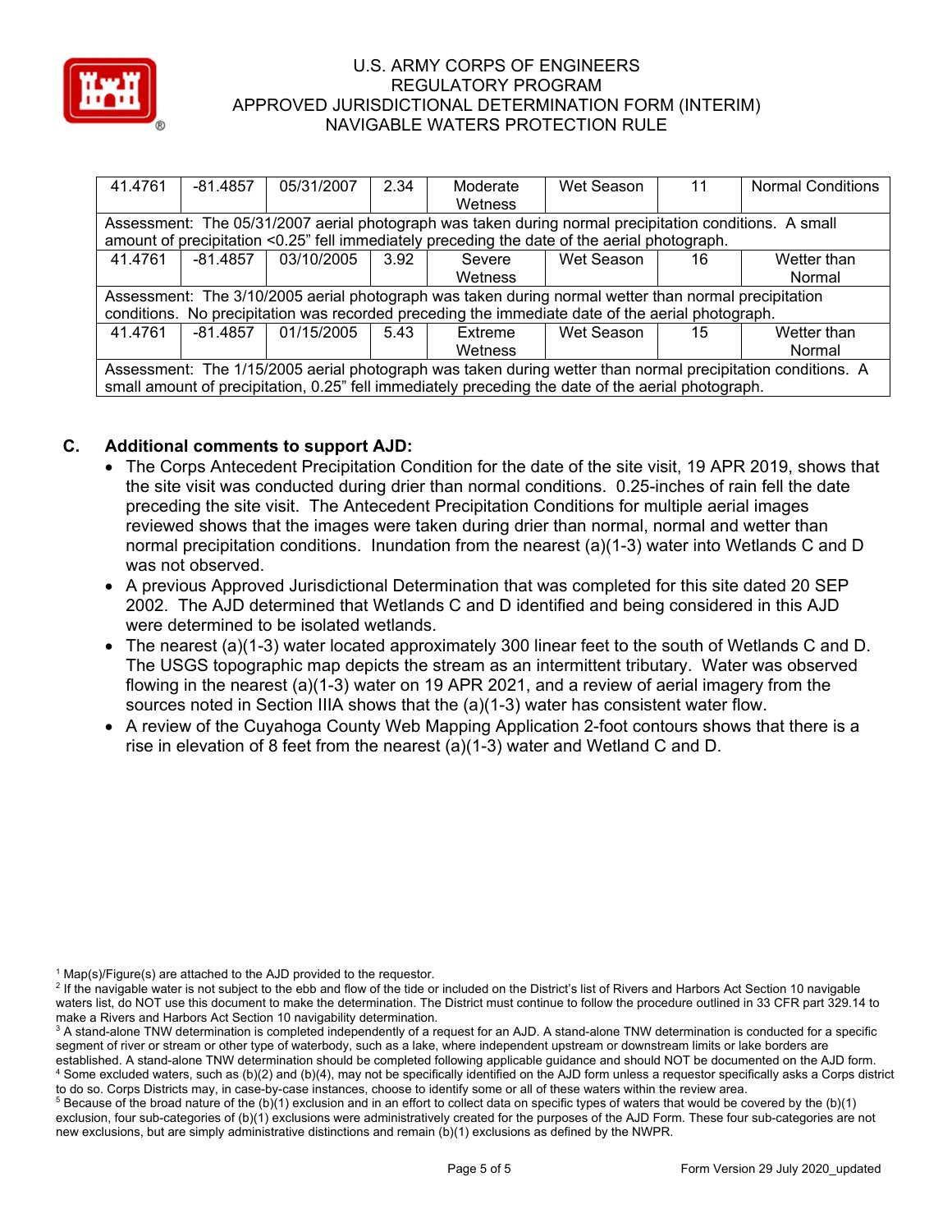| | | | | | | | |
|---|---|---|---|---|---|---|---|
| 41.4761 | -81.4857 | 05/31/2007 | 2.34 | Moderate Wetness | Wet Season | 11 | Normal Conditions |
| Assessment: The 05/31/2007 aerial photograph was taken during normal precipitation conditions. A small amount of precipitation <0.25" fell immediately preceding the date of the aerial photograph. | | | | | | | |
| 41.4761 | -81.4857 | 03/10/2005 | 3.92 | Severe Wetness | Wet Season | 16 | Wetter than Normal |
| Assessment: The 3/10/2005 aerial photograph was taken during normal wetter than normal precipitation conditions. No precipitation was recorded preceding the immediate date of the aerial photograph. | | | | | | | |
| 41.4761 | -81.4857 | 01/15/2005 | 5.43 | Extreme Wetness | Wet Season | 15 | Wetter than Normal |
| Assessment: The 1/15/2005 aerial photograph was taken during wetter than normal precipitation conditions. A small amount of precipitation, 0.25" fell immediately preceding the date of the aerial photograph. | | | | | | | |

## C. Additional comments to support AJD:

- The Corps Antecedent Precipitation Condition for the date of the site visit, 19 APR 2019, shows that the site visit was conducted during drier than normal conditions. 0.25-inches of rain fell the date preceding the site visit. The Antecedent Precipitation Conditions for multiple aerial images reviewed shows that the images were taken during drier than normal, normal and wetter than normal precipitation conditions. Inundation from the nearest (a)(1-3) water into Wetlands C and D was not observed.
- A previous Approved Jurisdictional Determination that was completed for this site dated 20 SEP 2002. The AJD determined that Wetlands C and D identified and being considered in this AJD were determined to be isolated wetlands.
- The nearest (a)(1-3) water located approximately 300 linear feet to the south of Wetlands C and D. The USGS topographic map depicts the stream as an intermittent tributary. Water was observed flowing in the nearest (a)(1-3) water on 19 APR 2021, and a review of aerial imagery from the sources noted in Section IIIA shows that the (a)(1-3) water has consistent water flow.
- A review of the Cuyahoga County Web Mapping Application 2-foot contours shows that there is a rise in elevation of 8 feet from the nearest (a)(1-3) water and Wetland C and D.

[1] Map(s)/Figure(s) are attached to the AJD provided to the requestor.
[2] If the navigable water is not subject to the ebb and flow of the tide or included on the District's list of Rivers and Harbors Act Section 10 navigable waters list, do NOT use this document to make the determination. The District must continue to follow the procedure outlined in 33 CFR part 329.14 to make a Rivers and Harbors Act Section 10 navigability determination.
[3] A stand-alone TNW determination is completed independently of a request for an AJD. A stand-alone TNW determination is conducted for a specific segment of river or stream or other type of waterbody, such as a lake, where independent upstream or downstream limits or lake borders are established. A stand-alone TNW determination should be completed following applicable guidance and should NOT be documented on the AJD form.
[4] Some excluded waters, such as (b)(2) and (b)(4), may not be specifically identified on the AJD form unless a requestor specifically asks a Corps district to do so. Corps Districts may, in case-by-case instances, choose to identify some or all of these waters within the review area.
[5] Because of the broad nature of the (b)(1) exclusion and in an effort to collect data on specific types of waters that would be covered by the (b)(1) exclusion, four sub-categories of (b)(1) exclusions were administratively created for the purposes of the AJD Form. These four sub-categories are not new exclusions, but are simply administrative distinctions and remain (b)(1) exclusions as defined by the NWPR.